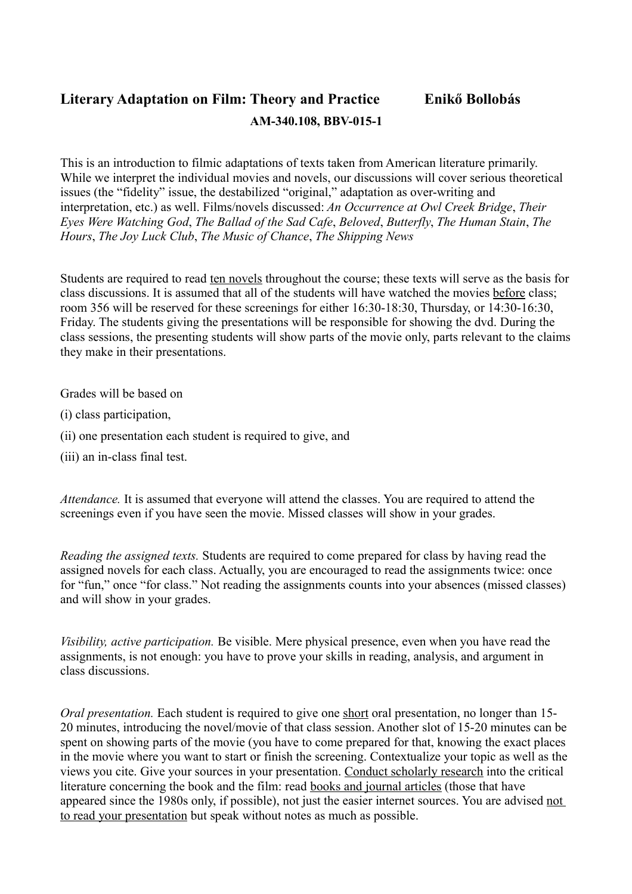# Literary Adaptation on Film: Theory and Practice Enikő Bollobás

**AM-340.108, BBV-015-1**

This is an introduction to filmic adaptations of texts taken from American literature primarily. While we interpret the individual movies and novels, our discussions will cover serious theoretical issues (the "fidelity" issue, the destabilized "original," adaptation as over-writing and interpretation, etc.) as well. Films/novels discussed: *An Occurrence at Owl Creek Bridge*, *Their Eyes Were Watching God*, *The Ballad of the Sad Cafe*, *Beloved*, *Butterfly*, *The Human Stain*, *The Hours*, *The Joy Luck Club*, *The Music of Chance*, *The Shipping News*

Students are required to read <u>ten novels</u> throughout the course; these texts will serve as the basis for class discussions. It is assumed that all of the students will have watched the movies <u>before</u> class; room 356 will be reserved for these screenings for either 16:30-18:30, Thursday, or 14:30-16:30, Friday. The students giving the presentations will be responsible for showing the dvd. During the class sessions, the presenting students will show parts of the movie only, parts relevant to the claims they make in their presentations.

Grades will be based on

(i) class participation,

(ii) one presentation each student is required to give, and

(iii) an in-class final test.

*Attendance.* It is assumed that everyone will attend the classes. You are required to attend the screenings even if you have seen the movie. Missed classes will show in your grades.

*Reading the assigned texts.* Students are required to come prepared for class by having read the assigned novels for each class. Actually, you are encouraged to read the assignments twice: once for "fun," once "for class." Not reading the assignments counts into your absences (missed classes) and will show in your grades.

*Visibility, active participation.* Be visible. Mere physical presence, even when you have read the assignments, is not enough: you have to prove your skills in reading, analysis, and argument in class discussions.

*Oral presentation.* Each student is required to give one <u>short</u> oral presentation, no longer than 15-20 minutes, introducing the novel/movie of that class session. Another slot of 15-20 minutes can be spent on showing parts of the movie (you have to come prepared for that, knowing the exact places in the movie where you want to start or finish the screening. Contextualize your topic as well as the views you cite. Give your sources in your presentation. <u>Conduct scholarly research</u> into the critical literature concerning the book and the film: read <u>books and journal articles</u> (those that have appeared since the 1980s only, if possible), not just the easier internet sources. You are advised <u>not to read your presentation</u> but speak without notes as much as possible.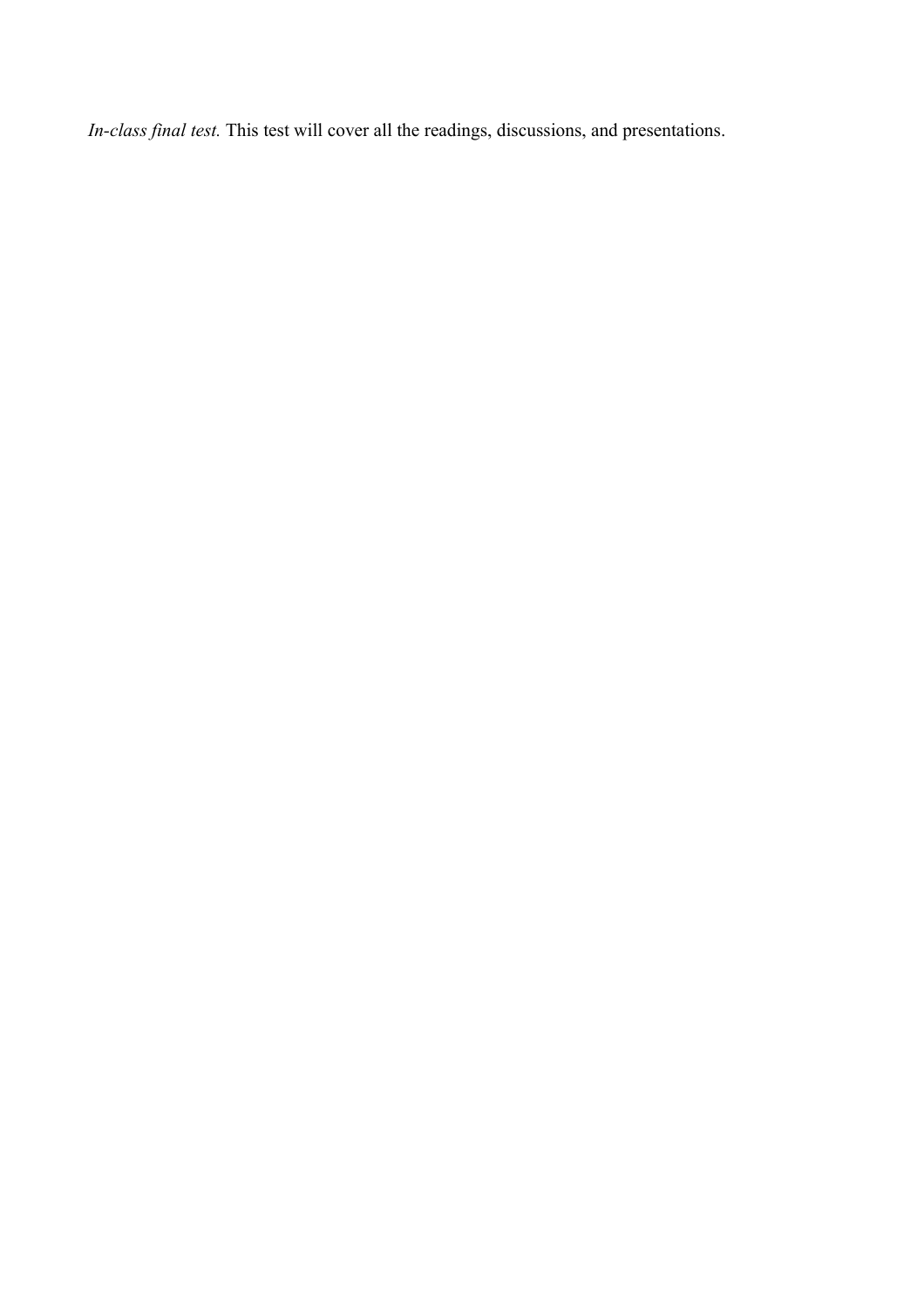*In-class final test.* This test will cover all the readings, discussions, and presentations.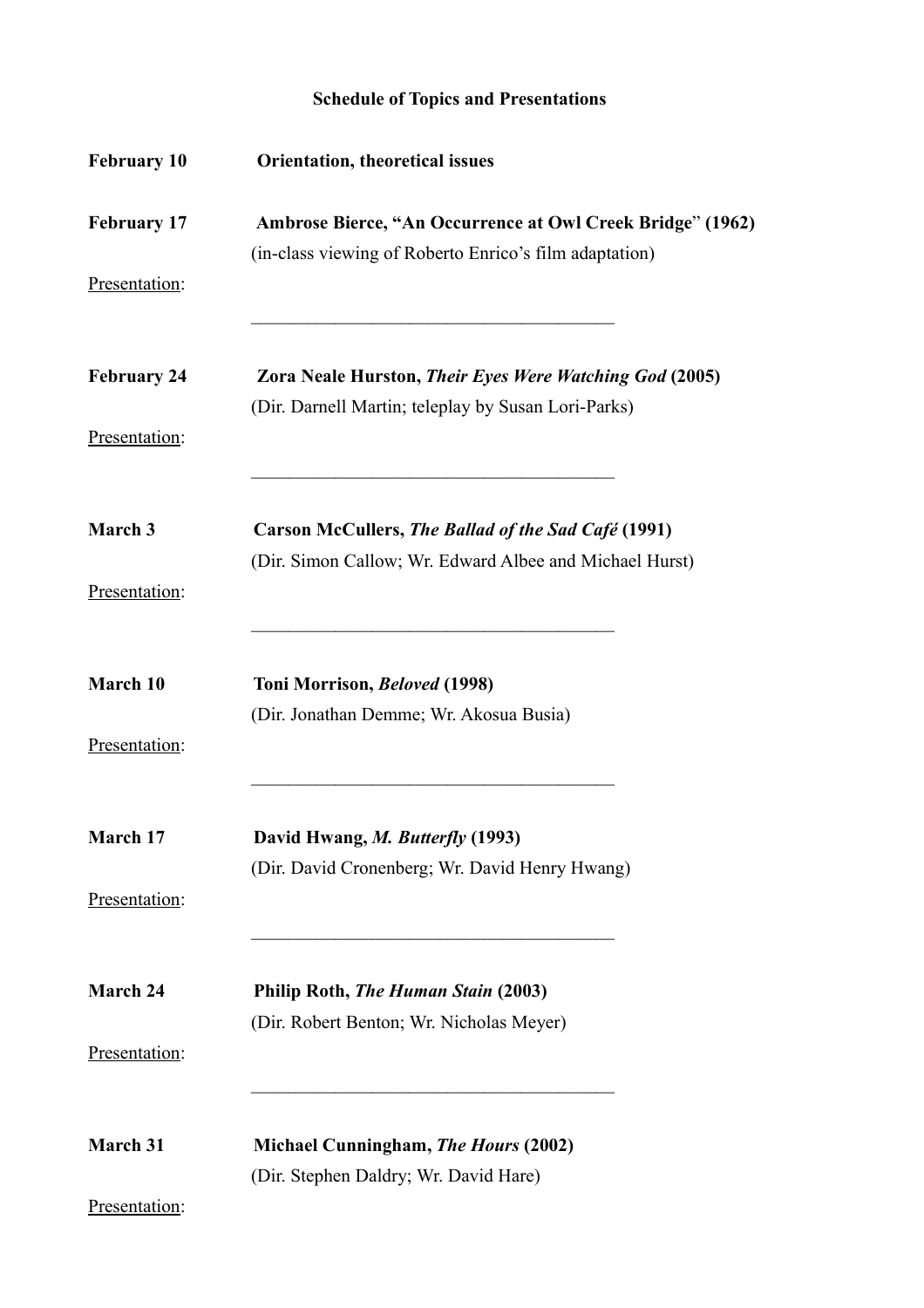**Schedule of Topics and Presentations**

**February 10** **Orientation, theoretical issues**

**February 17** **Ambrose Bierce, "An Occurrence at Owl Creek Bridge" (1962)**
(in-class viewing of Roberto Enrico's film adaptation)

Presentation:

______________________________________

**February 24** **Zora Neale Hurston, *Their Eyes Were Watching God* (2005)**
(Dir. Darnell Martin; teleplay by Susan Lori-Parks)

Presentation:

______________________________________

**March 3** **Carson McCullers, *The Ballad of the Sad Café* (1991)**
(Dir. Simon Callow; Wr. Edward Albee and Michael Hurst)

Presentation:

______________________________________

**March 10** **Toni Morrison, *Beloved* (1998)**
(Dir. Jonathan Demme; Wr. Akosua Busia)

Presentation:

______________________________________

**March 17** **David Hwang, *M. Butterfly* (1993)**
(Dir. David Cronenberg; Wr. David Henry Hwang)

Presentation:

______________________________________

**March 24** **Philip Roth, *The Human Stain* (2003)**
(Dir. Robert Benton; Wr. Nicholas Meyer)

Presentation:

______________________________________

**March 31** **Michael Cunningham, *The Hours* (2002)**
(Dir. Stephen Daldry; Wr. David Hare)

Presentation: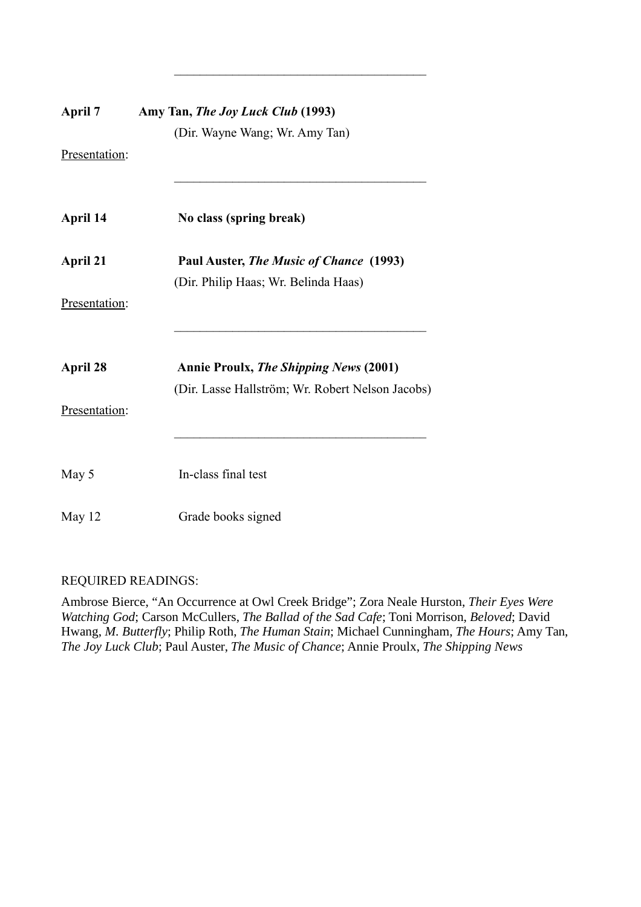______________________________________

**April 7** **Amy Tan, *The Joy Luck Club* (1993)**

(Dir. Wayne Wang; Wr. Amy Tan)

Presentation:

______________________________________

**April 14** **No class (spring break)**

**April 21** **Paul Auster, *The Music of Chance* (1993)**

(Dir. Philip Haas; Wr. Belinda Haas)

Presentation:

______________________________________

**April 28** **Annie Proulx, *The Shipping News* (2001)**

(Dir. Lasse Hallström; Wr. Robert Nelson Jacobs)

Presentation:

______________________________________

May 5 In-class final test

May 12 Grade books signed

REQUIRED READINGS:

Ambrose Bierce, "An Occurrence at Owl Creek Bridge"; Zora Neale Hurston, *Their Eyes Were Watching God*; Carson McCullers, *The Ballad of the Sad Cafe*; Toni Morrison, *Beloved*; David Hwang, *M. Butterfly*; Philip Roth, *The Human Stain*; Michael Cunningham, *The Hours*; Amy Tan, *The Joy Luck Club*; Paul Auster, *The Music of Chance*; Annie Proulx, *The Shipping News*